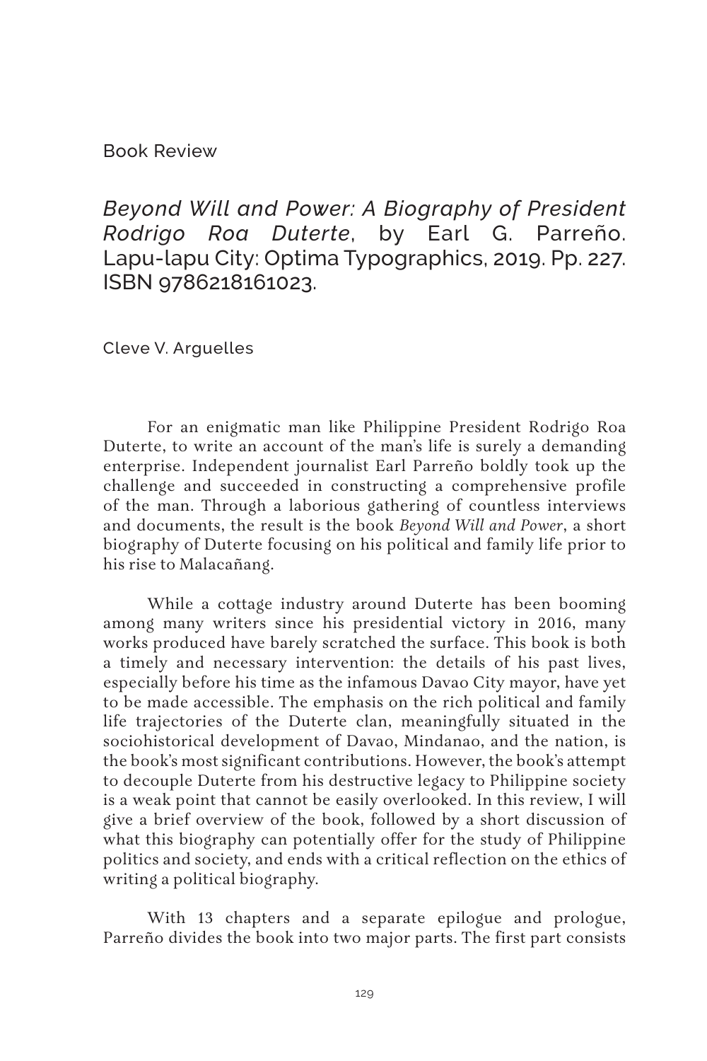Book Review

## *Beyond Will and Power: A Biography of President Rodrigo Roa Duterte*, by Earl G. Parreño. Lapu-lapu City: Optima Typographics, 2019. Pp. 227. ISBN 9786218161023.

Cleve V. Arguelles

For an enigmatic man like Philippine President Rodrigo Roa Duterte, to write an account of the man's life is surely a demanding enterprise. Independent journalist Earl Parreño boldly took up the challenge and succeeded in constructing a comprehensive profile of the man. Through a laborious gathering of countless interviews and documents, the result is the book *Beyond Will and Power*, a short biography of Duterte focusing on his political and family life prior to his rise to Malacañang.

While a cottage industry around Duterte has been booming among many writers since his presidential victory in 2016, many works produced have barely scratched the surface. This book is both a timely and necessary intervention: the details of his past lives, especially before his time as the infamous Davao City mayor, have yet to be made accessible. The emphasis on the rich political and family life trajectories of the Duterte clan, meaningfully situated in the sociohistorical development of Davao, Mindanao, and the nation, is the book's most significant contributions. However, the book's attempt to decouple Duterte from his destructive legacy to Philippine society is a weak point that cannot be easily overlooked. In this review, I will give a brief overview of the book, followed by a short discussion of what this biography can potentially offer for the study of Philippine politics and society, and ends with a critical reflection on the ethics of writing a political biography.

With 13 chapters and a separate epilogue and prologue, Parreño divides the book into two major parts. The first part consists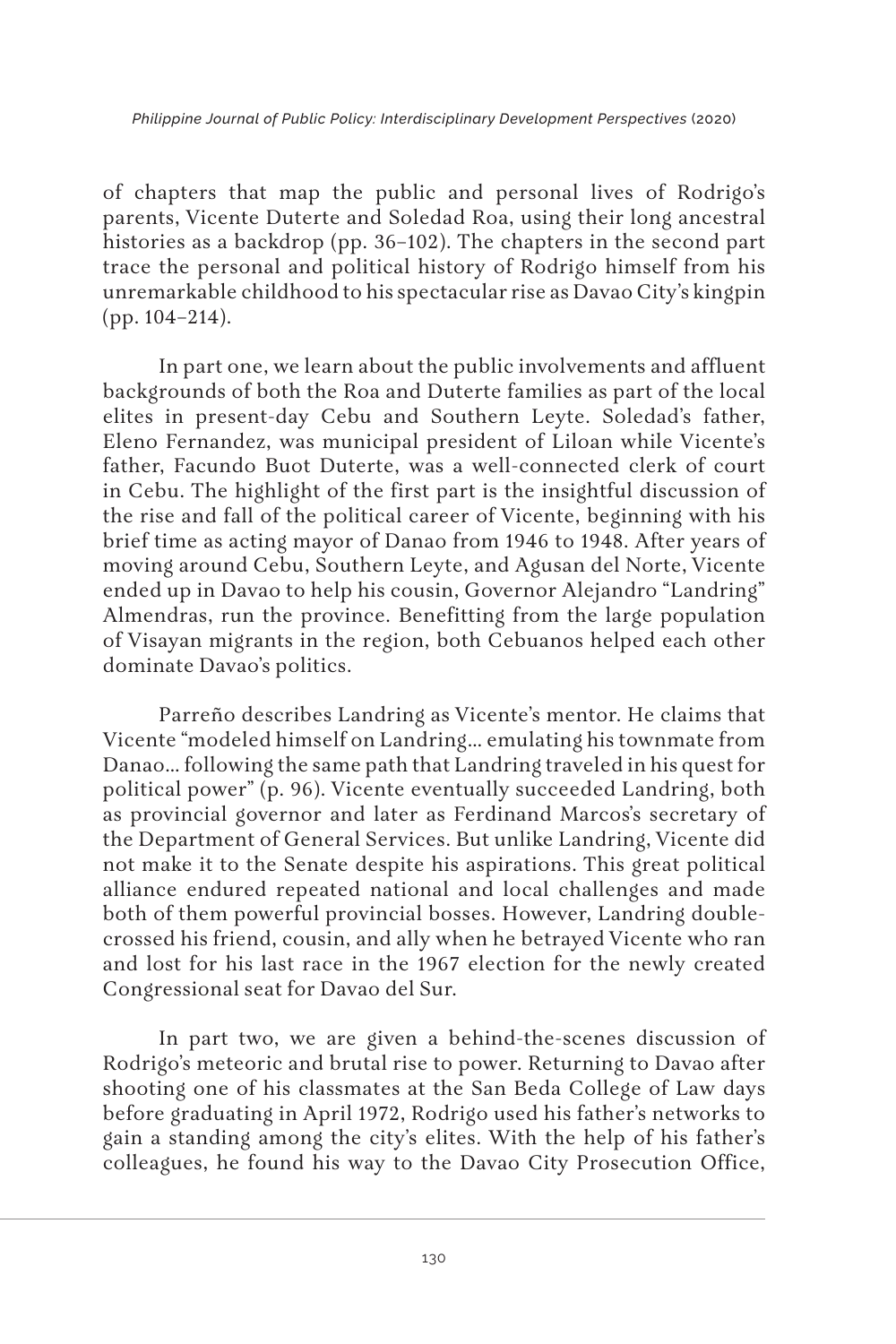of chapters that map the public and personal lives of Rodrigo's parents, Vicente Duterte and Soledad Roa, using their long ancestral histories as a backdrop (pp. 36–102). The chapters in the second part trace the personal and political history of Rodrigo himself from his unremarkable childhood to his spectacular rise as Davao City's kingpin (pp. 104–214).

In part one, we learn about the public involvements and affluent backgrounds of both the Roa and Duterte families as part of the local elites in present-day Cebu and Southern Leyte. Soledad's father, Eleno Fernandez, was municipal president of Liloan while Vicente's father, Facundo Buot Duterte, was a well-connected clerk of court in Cebu. The highlight of the first part is the insightful discussion of the rise and fall of the political career of Vicente, beginning with his brief time as acting mayor of Danao from 1946 to 1948. After years of moving around Cebu, Southern Leyte, and Agusan del Norte, Vicente ended up in Davao to help his cousin, Governor Alejandro "Landring" Almendras, run the province. Benefitting from the large population of Visayan migrants in the region, both Cebuanos helped each other dominate Davao's politics.

Parreño describes Landring as Vicente's mentor. He claims that Vicente "modeled himself on Landring… emulating his townmate from Danao… following the same path that Landring traveled in his quest for political power" (p. 96). Vicente eventually succeeded Landring, both as provincial governor and later as Ferdinand Marcos's secretary of the Department of General Services. But unlike Landring, Vicente did not make it to the Senate despite his aspirations. This great political alliance endured repeated national and local challenges and made both of them powerful provincial bosses. However, Landring double-crossed his friend, cousin, and ally when he betrayed Vicente who ran and lost for his last race in the 1967 election for the newly created Congressional seat for Davao del Sur.

In part two, we are given a behind-the-scenes discussion of Rodrigo's meteoric and brutal rise to power. Returning to Davao after shooting one of his classmates at the San Beda College of Law days before graduating in April 1972, Rodrigo used his father's networks to gain a standing among the city's elites. With the help of his father's colleagues, he found his way to the Davao City Prosecution Office,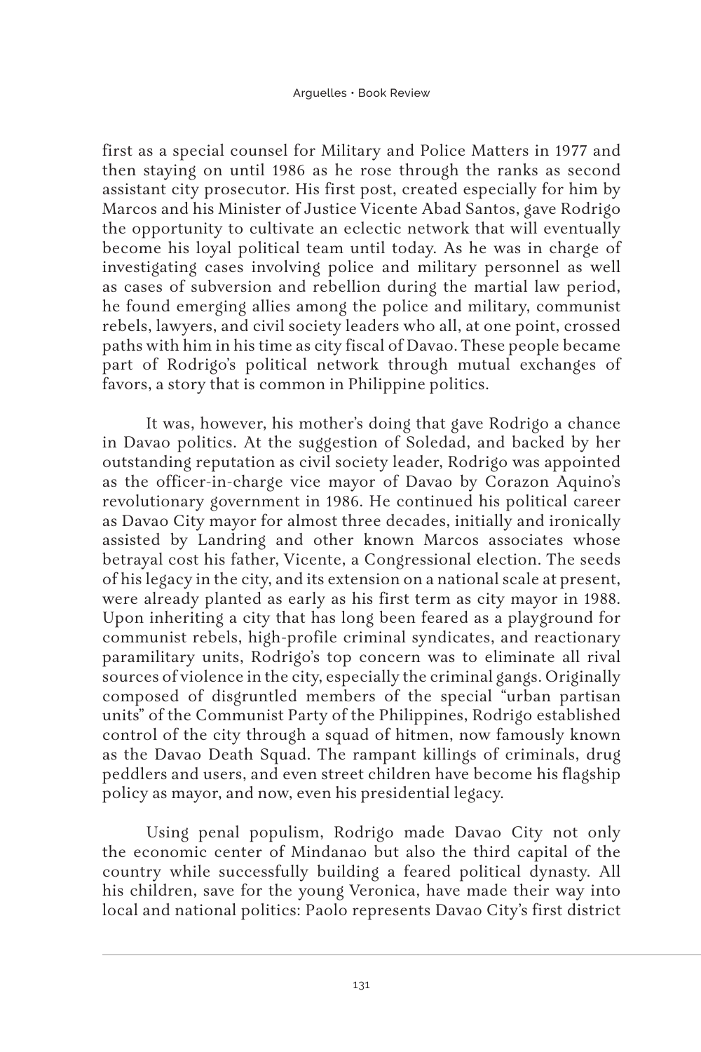first as a special counsel for Military and Police Matters in 1977 and then staying on until 1986 as he rose through the ranks as second assistant city prosecutor. His first post, created especially for him by Marcos and his Minister of Justice Vicente Abad Santos, gave Rodrigo the opportunity to cultivate an eclectic network that will eventually become his loyal political team until today. As he was in charge of investigating cases involving police and military personnel as well as cases of subversion and rebellion during the martial law period, he found emerging allies among the police and military, communist rebels, lawyers, and civil society leaders who all, at one point, crossed paths with him in his time as city fiscal of Davao. These people became part of Rodrigo's political network through mutual exchanges of favors, a story that is common in Philippine politics.

It was, however, his mother's doing that gave Rodrigo a chance in Davao politics. At the suggestion of Soledad, and backed by her outstanding reputation as civil society leader, Rodrigo was appointed as the officer-in-charge vice mayor of Davao by Corazon Aquino's revolutionary government in 1986. He continued his political career as Davao City mayor for almost three decades, initially and ironically assisted by Landring and other known Marcos associates whose betrayal cost his father, Vicente, a Congressional election. The seeds of his legacy in the city, and its extension on a national scale at present, were already planted as early as his first term as city mayor in 1988. Upon inheriting a city that has long been feared as a playground for communist rebels, high-profile criminal syndicates, and reactionary paramilitary units, Rodrigo's top concern was to eliminate all rival sources of violence in the city, especially the criminal gangs. Originally composed of disgruntled members of the special "urban partisan units" of the Communist Party of the Philippines, Rodrigo established control of the city through a squad of hitmen, now famously known as the Davao Death Squad. The rampant killings of criminals, drug peddlers and users, and even street children have become his flagship policy as mayor, and now, even his presidential legacy.

Using penal populism, Rodrigo made Davao City not only the economic center of Mindanao but also the third capital of the country while successfully building a feared political dynasty. All his children, save for the young Veronica, have made their way into local and national politics: Paolo represents Davao City's first district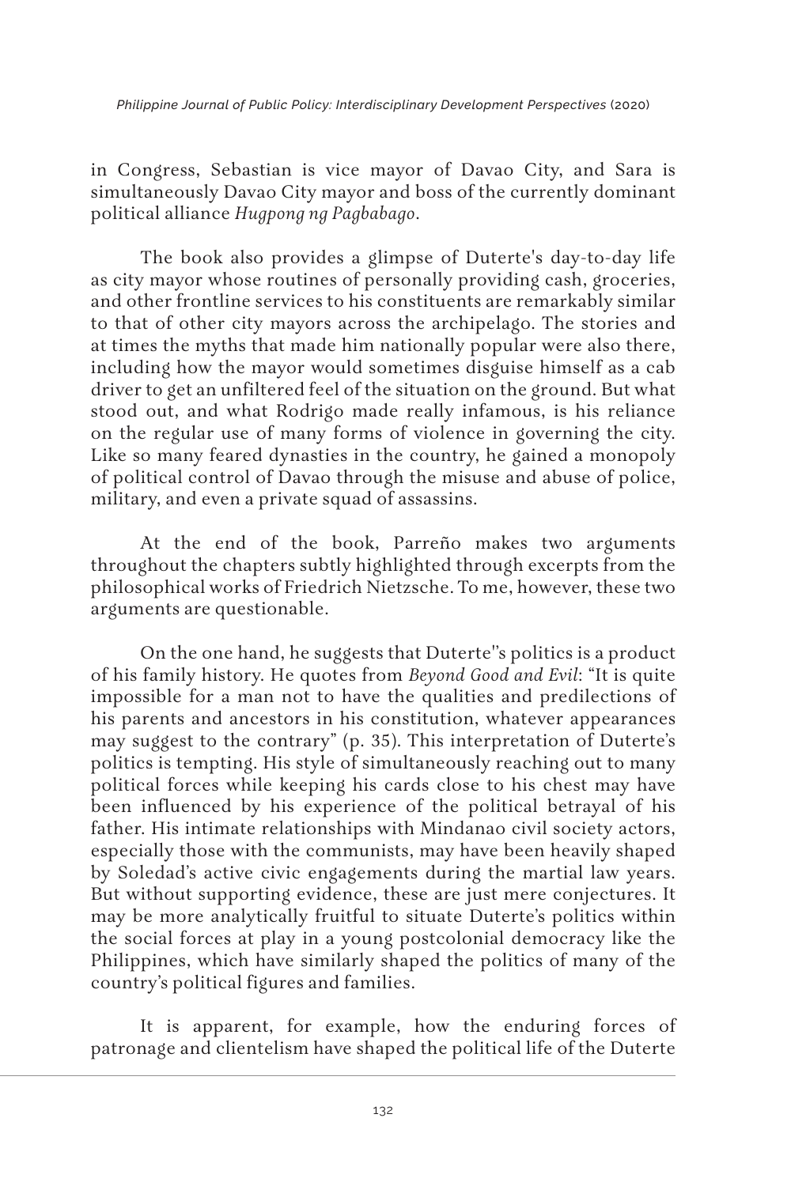in Congress, Sebastian is vice mayor of Davao City, and Sara is simultaneously Davao City mayor and boss of the currently dominant political alliance *Hugpong ng Pagbabago*.

The book also provides a glimpse of Duterte's day-to-day life as city mayor whose routines of personally providing cash, groceries, and other frontline services to his constituents are remarkably similar to that of other city mayors across the archipelago. The stories and at times the myths that made him nationally popular were also there, including how the mayor would sometimes disguise himself as a cab driver to get an unfiltered feel of the situation on the ground. But what stood out, and what Rodrigo made really infamous, is his reliance on the regular use of many forms of violence in governing the city. Like so many feared dynasties in the country, he gained a monopoly of political control of Davao through the misuse and abuse of police, military, and even a private squad of assassins.

At the end of the book, Parreño makes two arguments throughout the chapters subtly highlighted through excerpts from the philosophical works of Friedrich Nietzsche. To me, however, these two arguments are questionable.

On the one hand, he suggests that Duterte''s politics is a product of his family history. He quotes from *Beyond Good and Evil*: "It is quite impossible for a man not to have the qualities and predilections of his parents and ancestors in his constitution, whatever appearances may suggest to the contrary" (p. 35). This interpretation of Duterte's politics is tempting. His style of simultaneously reaching out to many political forces while keeping his cards close to his chest may have been influenced by his experience of the political betrayal of his father. His intimate relationships with Mindanao civil society actors, especially those with the communists, may have been heavily shaped by Soledad's active civic engagements during the martial law years. But without supporting evidence, these are just mere conjectures. It may be more analytically fruitful to situate Duterte's politics within the social forces at play in a young postcolonial democracy like the Philippines, which have similarly shaped the politics of many of the country's political figures and families.

It is apparent, for example, how the enduring forces of patronage and clientelism have shaped the political life of the Duterte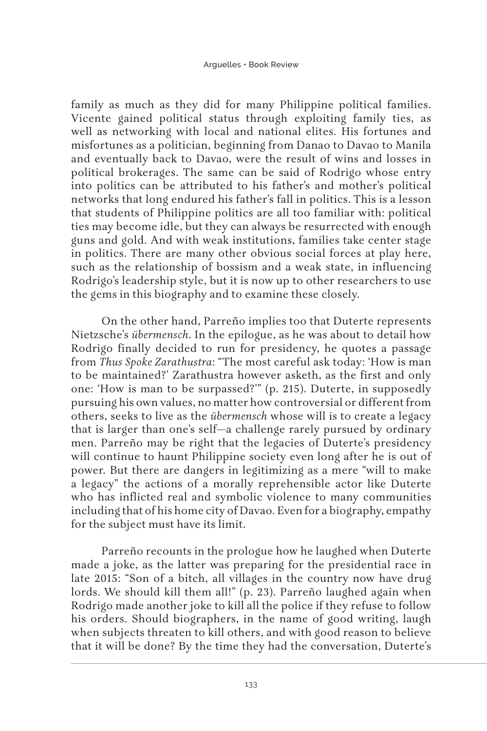family as much as they did for many Philippine political families. Vicente gained political status through exploiting family ties, as well as networking with local and national elites. His fortunes and misfortunes as a politician, beginning from Danao to Davao to Manila and eventually back to Davao, were the result of wins and losses in political brokerages. The same can be said of Rodrigo whose entry into politics can be attributed to his father's and mother's political networks that long endured his father's fall in politics. This is a lesson that students of Philippine politics are all too familiar with: political ties may become idle, but they can always be resurrected with enough guns and gold. And with weak institutions, families take center stage in politics. There are many other obvious social forces at play here, such as the relationship of bossism and a weak state, in influencing Rodrigo's leadership style, but it is now up to other researchers to use the gems in this biography and to examine these closely.

On the other hand, Parreño implies too that Duterte represents Nietzsche's *übermensch*. In the epilogue, as he was about to detail how Rodrigo finally decided to run for presidency, he quotes a passage from *Thus Spoke Zarathustra*: "The most careful ask today: 'How is man to be maintained?' Zarathustra however asketh, as the first and only one: 'How is man to be surpassed?'" (p. 215). Duterte, in supposedly pursuing his own values, no matter how controversial or different from others, seeks to live as the *übermensch* whose will is to create a legacy that is larger than one's self—a challenge rarely pursued by ordinary men. Parreño may be right that the legacies of Duterte's presidency will continue to haunt Philippine society even long after he is out of power. But there are dangers in legitimizing as a mere "will to make a legacy" the actions of a morally reprehensible actor like Duterte who has inflicted real and symbolic violence to many communities including that of his home city of Davao. Even for a biography, empathy for the subject must have its limit.

Parreño recounts in the prologue how he laughed when Duterte made a joke, as the latter was preparing for the presidential race in late 2015: "Son of a bitch, all villages in the country now have drug lords. We should kill them all!" (p. 23). Parreño laughed again when Rodrigo made another joke to kill all the police if they refuse to follow his orders. Should biographers, in the name of good writing, laugh when subjects threaten to kill others, and with good reason to believe that it will be done? By the time they had the conversation, Duterte's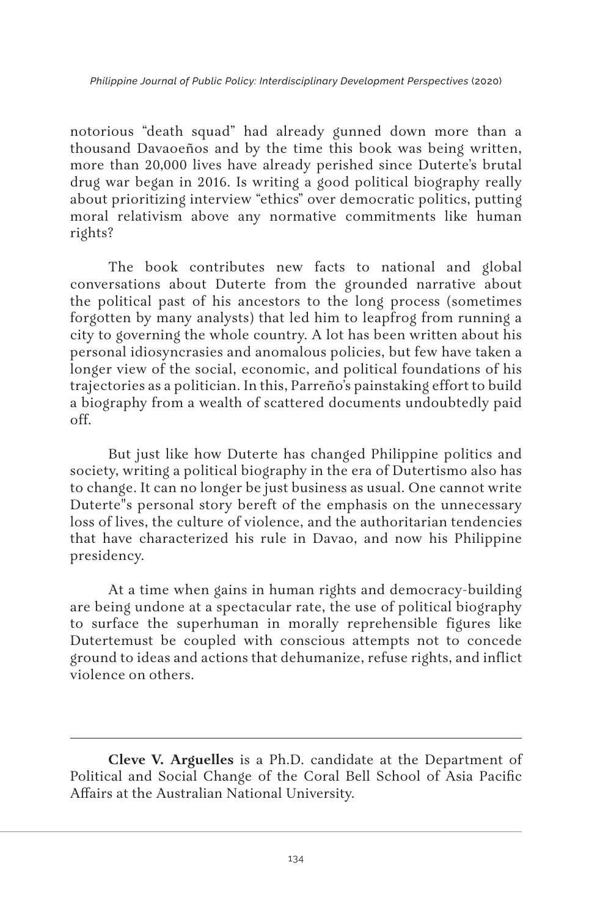notorious "death squad" had already gunned down more than a thousand Davaoeños and by the time this book was being written, more than 20,000 lives have already perished since Duterte's brutal drug war began in 2016. Is writing a good political biography really about prioritizing interview "ethics" over democratic politics, putting moral relativism above any normative commitments like human rights?

The book contributes new facts to national and global conversations about Duterte from the grounded narrative about the political past of his ancestors to the long process (sometimes forgotten by many analysts) that led him to leapfrog from running a city to governing the whole country. A lot has been written about his personal idiosyncrasies and anomalous policies, but few have taken a longer view of the social, economic, and political foundations of his trajectories as a politician. In this, Parreño's painstaking effort to build a biography from a wealth of scattered documents undoubtedly paid off.

But just like how Duterte has changed Philippine politics and society, writing a political biography in the era of Dutertismo also has to change. It can no longer be just business as usual. One cannot write Duterte"s personal story bereft of the emphasis on the unnecessary loss of lives, the culture of violence, and the authoritarian tendencies that have characterized his rule in Davao, and now his Philippine presidency.

At a time when gains in human rights and democracy-building are being undone at a spectacular rate, the use of political biography to surface the superhuman in morally reprehensible figures like Dutertemust be coupled with conscious attempts not to concede ground to ideas and actions that dehumanize, refuse rights, and inflict violence on others.

---

**Cleve V. Arguelles** is a Ph.D. candidate at the Department of Political and Social Change of the Coral Bell School of Asia Pacific Affairs at the Australian National University.